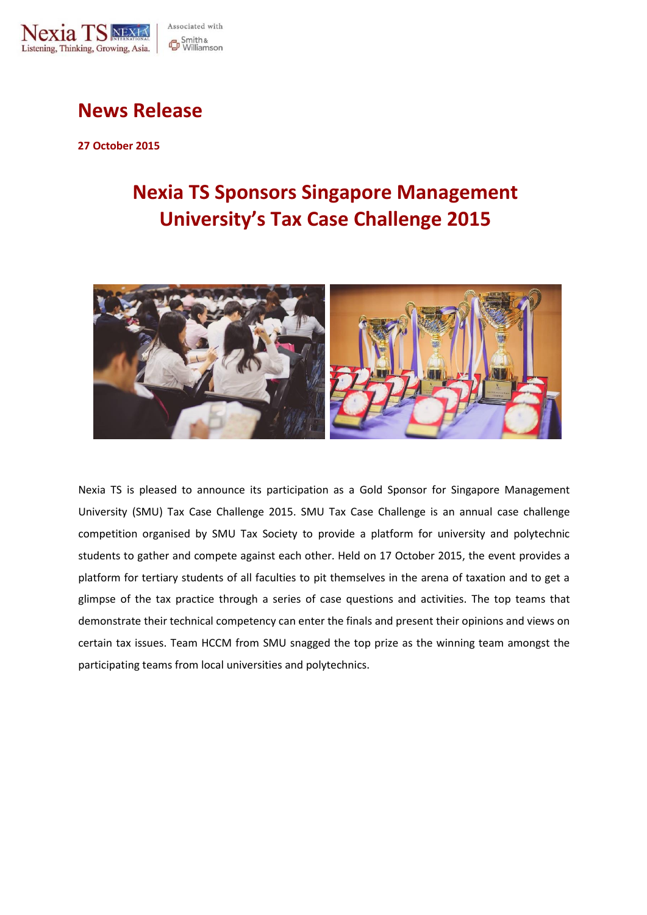# News Release

**27 October 2015**

## Nexia TS Sponsors Singapore Management University's Tax Case Challenge 2015

Nexia TS is pleased to announce its participation as a Gold Sponsor for Singapore Management University (SMU) Tax Case Challenge 2015. SMU Tax Case Challenge is an annual case challenge competition organised by SMU Tax Society to provide a platform for university and polytechnic students to gather and compete against each other. Held on 17 October 2015, the event provides a platform for tertiary students of all faculties to pit themselves in the arena of taxation and to get a glimpse of the tax practice through a series of case questions and activities. The top teams that demonstrate their technical competency can enter the finals and present their opinions and views on certain tax issues. Team HCCM from SMU snagged the top prize as the winning team amongst the participating teams from local universities and polytechnics.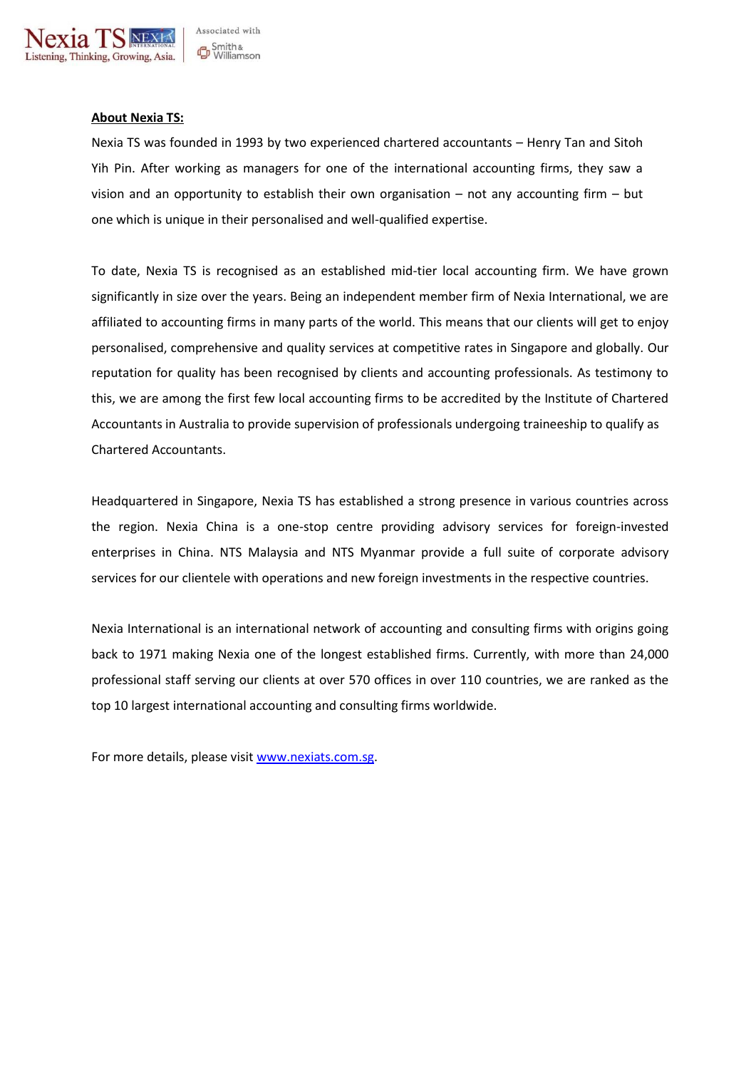**About Nexia TS:**

Nexia TS was founded in 1993 by two experienced chartered accountants – Henry Tan and Sitoh Yih Pin. After working as managers for one of the international accounting firms, they saw a vision and an opportunity to establish their own organisation – not any accounting firm – but one which is unique in their personalised and well-qualified expertise.

To date, Nexia TS is recognised as an established mid-tier local accounting firm. We have grown significantly in size over the years. Being an independent member firm of Nexia International, we are affiliated to accounting firms in many parts of the world. This means that our clients will get to enjoy personalised, comprehensive and quality services at competitive rates in Singapore and globally. Our reputation for quality has been recognised by clients and accounting professionals. As testimony to this, we are among the first few local accounting firms to be accredited by the Institute of Chartered Accountants in Australia to provide supervision of professionals undergoing traineeship to qualify as Chartered Accountants.

Headquartered in Singapore, Nexia TS has established a strong presence in various countries across the region. Nexia China is a one-stop centre providing advisory services for foreign-invested enterprises in China. NTS Malaysia and NTS Myanmar provide a full suite of corporate advisory services for our clientele with operations and new foreign investments in the respective countries.

Nexia International is an international network of accounting and consulting firms with origins going back to 1971 making Nexia one of the longest established firms. Currently, with more than 24,000 professional staff serving our clients at over 570 offices in over 110 countries, we are ranked as the top 10 largest international accounting and consulting firms worldwide.

For more details, please visit [www.nexiats.com.sg](http://www.nexiats.com.sg).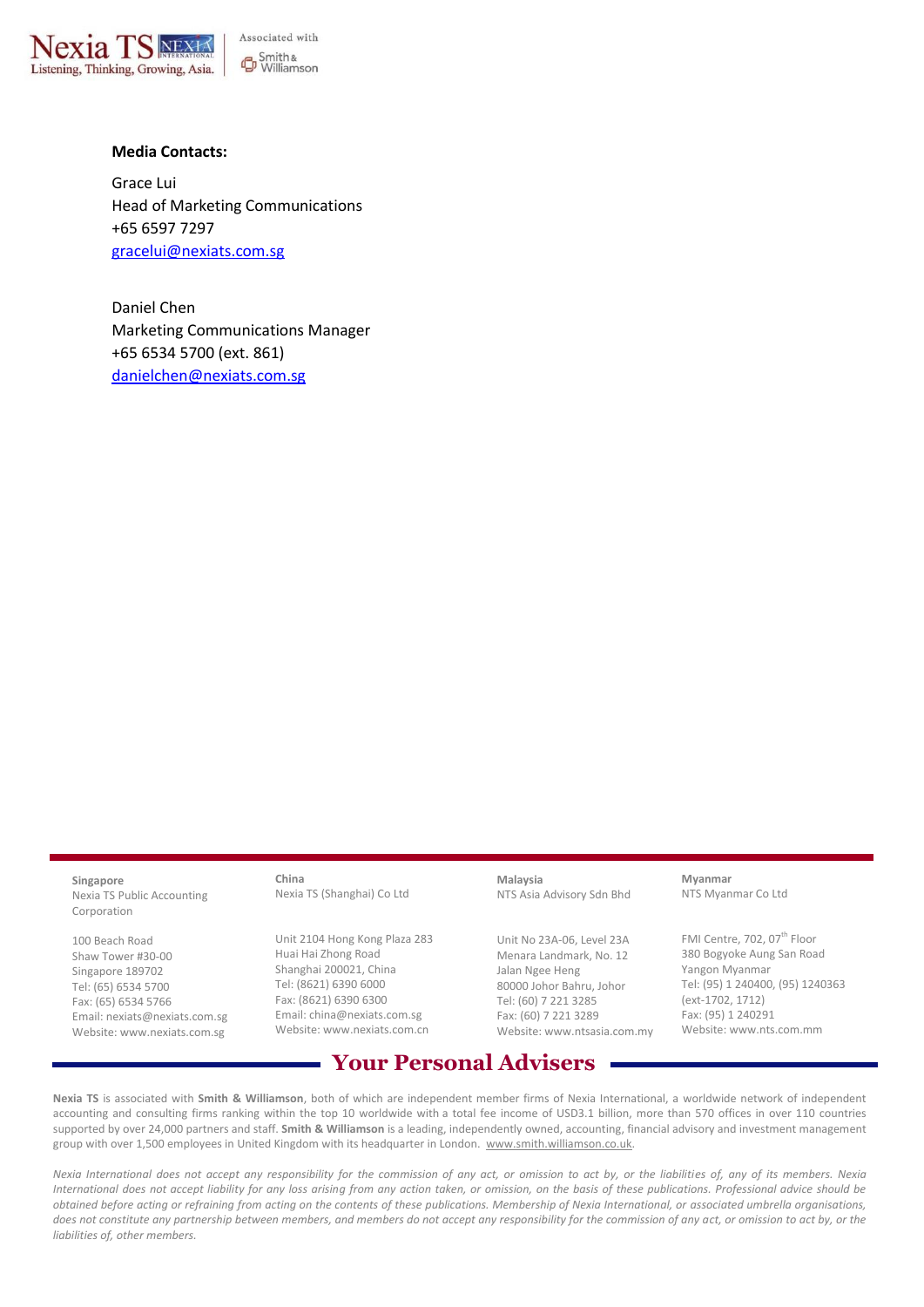**Media Contacts:**

Grace Lui
Head of Marketing Communications
+65 6597 7297
gracelui@nexiats.com.sg

Daniel Chen
Marketing Communications Manager
+65 6534 5700 (ext. 861)
danielchen@nexiats.com.sg

**Singapore**
Nexia TS Public Accounting Corporation

100 Beach Road
Shaw Tower #30-00
Singapore 189702
Tel: (65) 6534 5700
Fax: (65) 6534 5766
Email: nexiats@nexiats.com.sg
Website: www.nexiats.com.sg

**China**
Nexia TS (Shanghai) Co Ltd

Unit 2104 Hong Kong Plaza 283
Huai Hai Zhong Road
Shanghai 200021, China
Tel: (8621) 6390 6000
Fax: (8621) 6390 6300
Email: china@nexiats.com.sg
Website: www.nexiats.com.cn

**Malaysia**
NTS Asia Advisory Sdn Bhd

Unit No 23A-06, Level 23A
Menara Landmark, No. 12
Jalan Ngee Heng
80000 Johor Bahru, Johor
Tel: (60) 7 221 3285
Fax: (60) 7 221 3289
Website: www.ntsasia.com.my

**Myanmar**
NTS Myanmar Co Ltd

FMI Centre, 702, 07th Floor
380 Bogyoke Aung San Road
Yangon Myanmar
Tel: (95) 1 240400, (95) 1240363 (ext-1702, 1712)
Fax: (95) 1 240291
Website: www.nts.com.mm

## Your Personal Advisers

**Nexia TS** is associated with **Smith & Williamson**, both of which are independent member firms of Nexia International, a worldwide network of independent accounting and consulting firms ranking within the top 10 worldwide with a total fee income of USD3.1 billion, more than 570 offices in over 110 countries supported by over 24,000 partners and staff. **Smith & Williamson** is a leading, independently owned, accounting, financial advisory and investment management group with over 1,500 employees in United Kingdom with its headquarter in London. www.smith.williamson.co.uk.

*Nexia International does not accept any responsibility for the commission of any act, or omission to act by, or the liabilities of, any of its members. Nexia International does not accept liability for any loss arising from any action taken, or omission, on the basis of these publications. Professional advice should be obtained before acting or refraining from acting on the contents of these publications. Membership of Nexia International, or associated umbrella organisations, does not constitute any partnership between members, and members do not accept any responsibility for the commission of any act, or omission to act by, or the liabilities of, other members.*